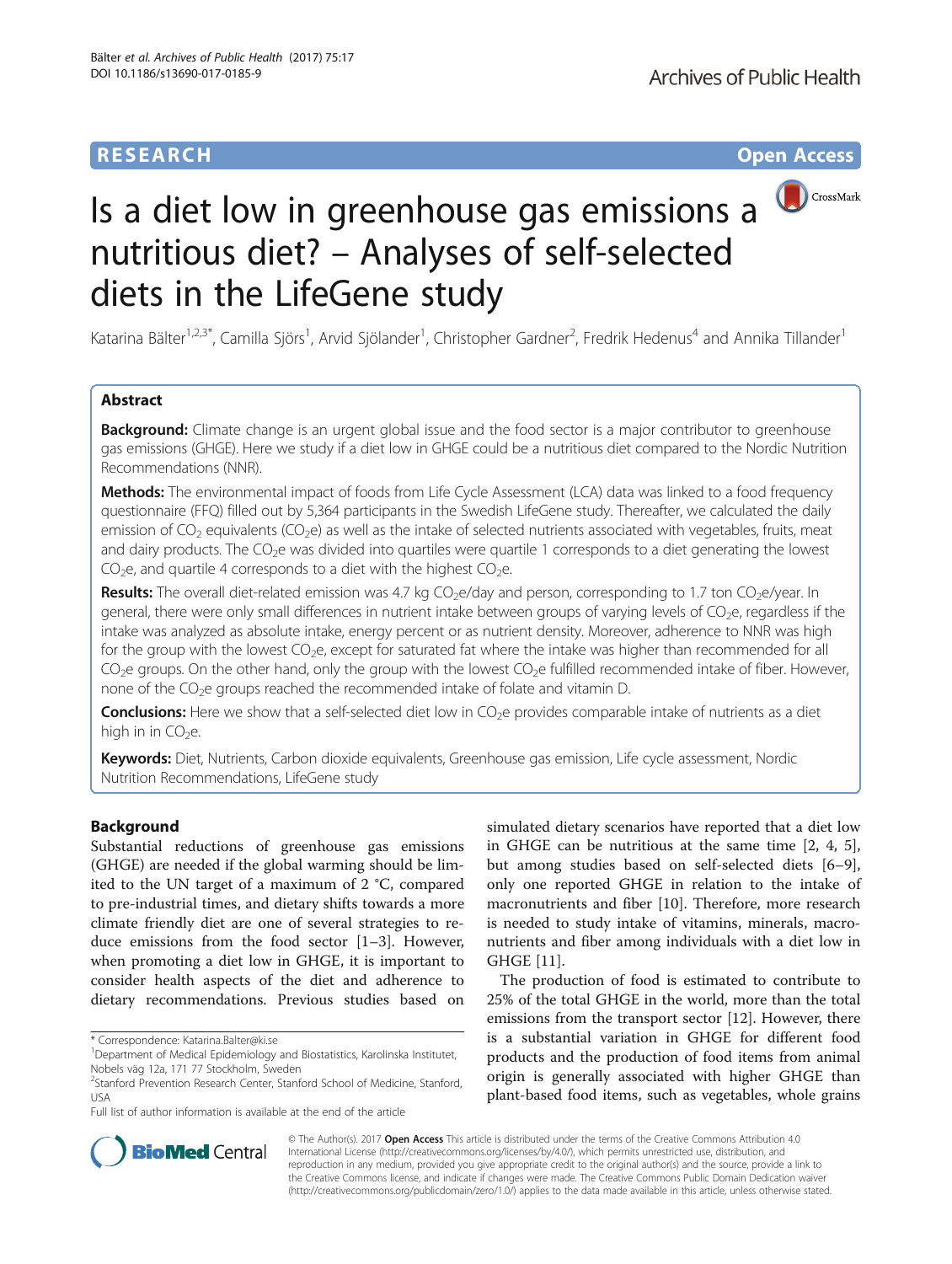RESEARCH Open Access

# Is a diet low in greenhouse gas emissions a nutritious diet? – Analyses of self-selected diets in the LifeGene study

Katarina Bälter[1,2,3*], Camilla Sjörs[1], Arvid Sjölander[1], Christopher Gardner[2], Fredrik Hedenus[4] and Annika Tillander[1]

## Abstract

**Background:** Climate change is an urgent global issue and the food sector is a major contributor to greenhouse gas emissions (GHGE). Here we study if a diet low in GHGE could be a nutritious diet compared to the Nordic Nutrition Recommendations (NNR).

**Methods:** The environmental impact of foods from Life Cycle Assessment (LCA) data was linked to a food frequency questionnaire (FFQ) filled out by 5,364 participants in the Swedish LifeGene study. Thereafter, we calculated the daily emission of $CO_2$ equivalents ($CO_2e$) as well as the intake of selected nutrients associated with vegetables, fruits, meat and dairy products. The $CO_2e$ was divided into quartiles were quartile 1 corresponds to a diet generating the lowest $CO_2e$, and quartile 4 corresponds to a diet with the highest $CO_2e$.

**Results:** The overall diet-related emission was 4.7 kg $CO_2e$/day and person, corresponding to 1.7 ton $CO_2e$/year. In general, there were only small differences in nutrient intake between groups of varying levels of $CO_2e$, regardless if the intake was analyzed as absolute intake, energy percent or as nutrient density. Moreover, adherence to NNR was high for the group with the lowest $CO_2e$, except for saturated fat where the intake was higher than recommended for all $CO_2e$ groups. On the other hand, only the group with the lowest $CO_2e$ fulfilled recommended intake of fiber. However, none of the $CO_2e$ groups reached the recommended intake of folate and vitamin D.

**Conclusions:** Here we show that a self-selected diet low in $CO_2e$ provides comparable intake of nutrients as a diet high in in $CO_2e$.

**Keywords:** Diet, Nutrients, Carbon dioxide equivalents, Greenhouse gas emission, Life cycle assessment, Nordic Nutrition Recommendations, LifeGene study

## Background

Substantial reductions of greenhouse gas emissions (GHGE) are needed if the global warming should be limited to the UN target of a maximum of 2 °C, compared to pre-industrial times, and dietary shifts towards a more climate friendly diet are one of several strategies to reduce emissions from the food sector [1–3]. However, when promoting a diet low in GHGE, it is important to consider health aspects of the diet and adherence to dietary recommendations. Previous studies based on simulated dietary scenarios have reported that a diet low in GHGE can be nutritious at the same time [2, 4, 5], but among studies based on self-selected diets [6–9], only one reported GHGE in relation to the intake of macronutrients and fiber [10]. Therefore, more research is needed to study intake of vitamins, minerals, macronutrients and fiber among individuals with a diet low in GHGE [11].

The production of food is estimated to contribute to 25% of the total GHGE in the world, more than the total emissions from the transport sector [12]. However, there is a substantial variation in GHGE for different food products and the production of food items from animal origin is generally associated with higher GHGE than plant-based food items, such as vegetables, whole grains

\* Correspondence: Katarina.Balter@ki.se
[1]Department of Medical Epidemiology and Biostatistics, Karolinska Institutet, Nobels väg 12a, 171 77 Stockholm, Sweden
[2]Stanford Prevention Research Center, Stanford School of Medicine, Stanford, USA
Full list of author information is available at the end of the article

© The Author(s). 2017 **Open Access** This article is distributed under the terms of the Creative Commons Attribution 4.0 International License (http://creativecommons.org/licenses/by/4.0/), which permits unrestricted use, distribution, and reproduction in any medium, provided you give appropriate credit to the original author(s) and the source, provide a link to the Creative Commons license, and indicate if changes were made. The Creative Commons Public Domain Dedication waiver (http://creativecommons.org/publicdomain/zero/1.0/) applies to the data made available in this article, unless otherwise stated.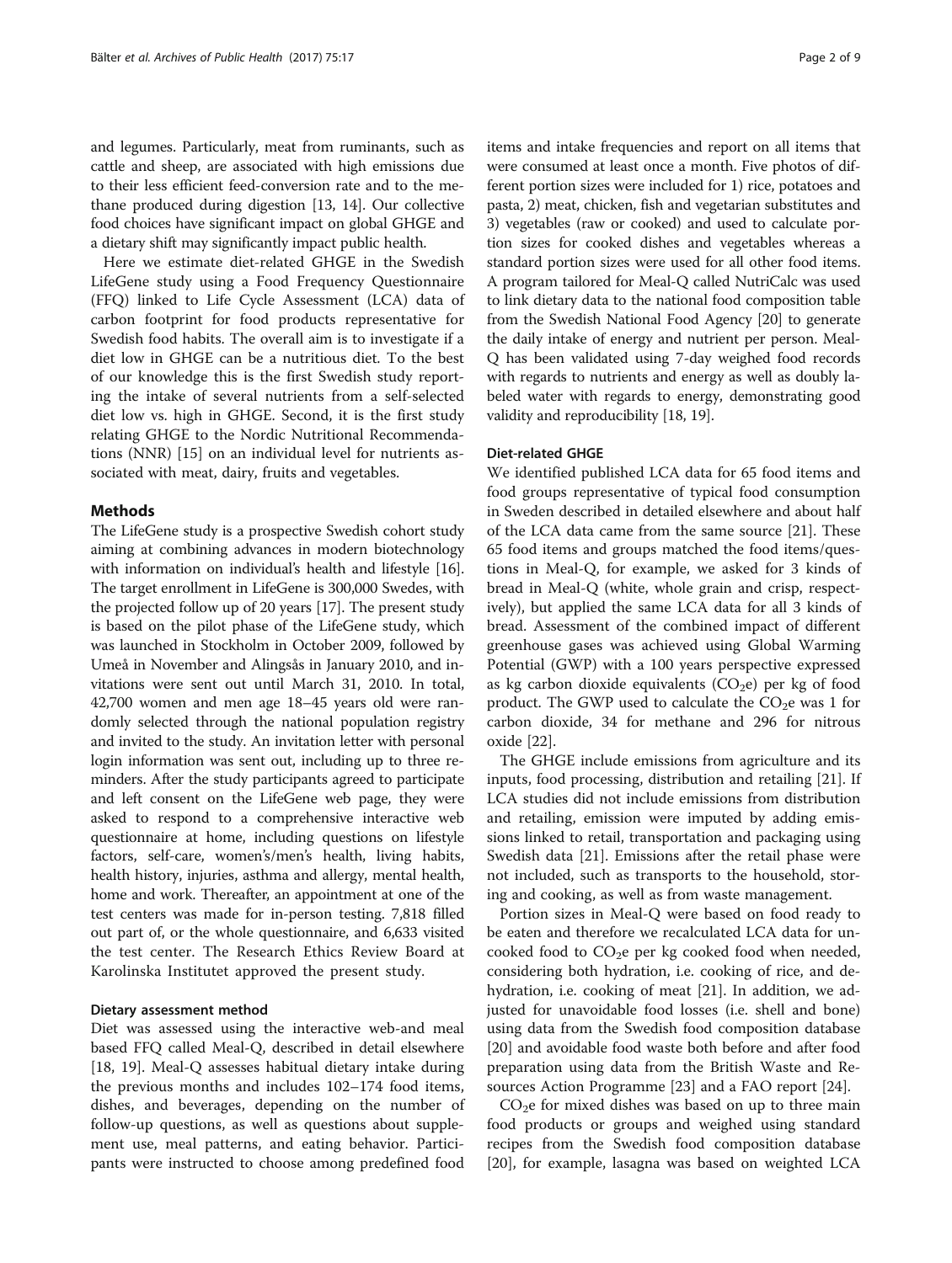and legumes. Particularly, meat from ruminants, such as cattle and sheep, are associated with high emissions due to their less efficient feed-conversion rate and to the methane produced during digestion [13, 14]. Our collective food choices have significant impact on global GHGE and a dietary shift may significantly impact public health.

Here we estimate diet-related GHGE in the Swedish LifeGene study using a Food Frequency Questionnaire (FFQ) linked to Life Cycle Assessment (LCA) data of carbon footprint for food products representative for Swedish food habits. The overall aim is to investigate if a diet low in GHGE can be a nutritious diet. To the best of our knowledge this is the first Swedish study reporting the intake of several nutrients from a self-selected diet low vs. high in GHGE. Second, it is the first study relating GHGE to the Nordic Nutritional Recommendations (NNR) [15] on an individual level for nutrients associated with meat, dairy, fruits and vegetables.

## Methods

The LifeGene study is a prospective Swedish cohort study aiming at combining advances in modern biotechnology with information on individual's health and lifestyle [16]. The target enrollment in LifeGene is 300,000 Swedes, with the projected follow up of 20 years [17]. The present study is based on the pilot phase of the LifeGene study, which was launched in Stockholm in October 2009, followed by Umeå in November and Alingsås in January 2010, and invitations were sent out until March 31, 2010. In total, 42,700 women and men age 18–45 years old were randomly selected through the national population registry and invited to the study. An invitation letter with personal login information was sent out, including up to three reminders. After the study participants agreed to participate and left consent on the LifeGene web page, they were asked to respond to a comprehensive interactive web questionnaire at home, including questions on lifestyle factors, self-care, women's/men's health, living habits, health history, injuries, asthma and allergy, mental health, home and work. Thereafter, an appointment at one of the test centers was made for in-person testing. 7,818 filled out part of, or the whole questionnaire, and 6,633 visited the test center. The Research Ethics Review Board at Karolinska Institutet approved the present study.

### Dietary assessment method

Diet was assessed using the interactive web-and meal based FFQ called Meal-Q, described in detail elsewhere [18, 19]. Meal-Q assesses habitual dietary intake during the previous months and includes 102–174 food items, dishes, and beverages, depending on the number of follow-up questions, as well as questions about supplement use, meal patterns, and eating behavior. Participants were instructed to choose among predefined food items and intake frequencies and report on all items that were consumed at least once a month. Five photos of different portion sizes were included for 1) rice, potatoes and pasta, 2) meat, chicken, fish and vegetarian substitutes and 3) vegetables (raw or cooked) and used to calculate portion sizes for cooked dishes and vegetables whereas a standard portion sizes were used for all other food items. A program tailored for Meal-Q called NutriCalc was used to link dietary data to the national food composition table from the Swedish National Food Agency [20] to generate the daily intake of energy and nutrient per person. Meal-Q has been validated using 7-day weighed food records with regards to nutrients and energy as well as doubly labeled water with regards to energy, demonstrating good validity and reproducibility [18, 19].

### Diet-related GHGE

We identified published LCA data for 65 food items and food groups representative of typical food consumption in Sweden described in detailed elsewhere and about half of the LCA data came from the same source [21]. These 65 food items and groups matched the food items/questions in Meal-Q, for example, we asked for 3 kinds of bread in Meal-Q (white, whole grain and crisp, respectively), but applied the same LCA data for all 3 kinds of bread. Assessment of the combined impact of different greenhouse gases was achieved using Global Warming Potential (GWP) with a 100 years perspective expressed as kg carbon dioxide equivalents ($CO_2e$) per kg of food product. The GWP used to calculate the $CO_2e$ was 1 for carbon dioxide, 34 for methane and 296 for nitrous oxide [22].

The GHGE include emissions from agriculture and its inputs, food processing, distribution and retailing [21]. If LCA studies did not include emissions from distribution and retailing, emission were imputed by adding emissions linked to retail, transportation and packaging using Swedish data [21]. Emissions after the retail phase were not included, such as transports to the household, storing and cooking, as well as from waste management.

Portion sizes in Meal-Q were based on food ready to be eaten and therefore we recalculated LCA data for uncooked food to $CO_2e$ per kg cooked food when needed, considering both hydration, i.e. cooking of rice, and dehydration, i.e. cooking of meat [21]. In addition, we adjusted for unavoidable food losses (i.e. shell and bone) using data from the Swedish food composition database [20] and avoidable food waste both before and after food preparation using data from the British Waste and Resources Action Programme [23] and a FAO report [24].

$CO_2e$ for mixed dishes was based on up to three main food products or groups and weighed using standard recipes from the Swedish food composition database [20], for example, lasagna was based on weighted LCA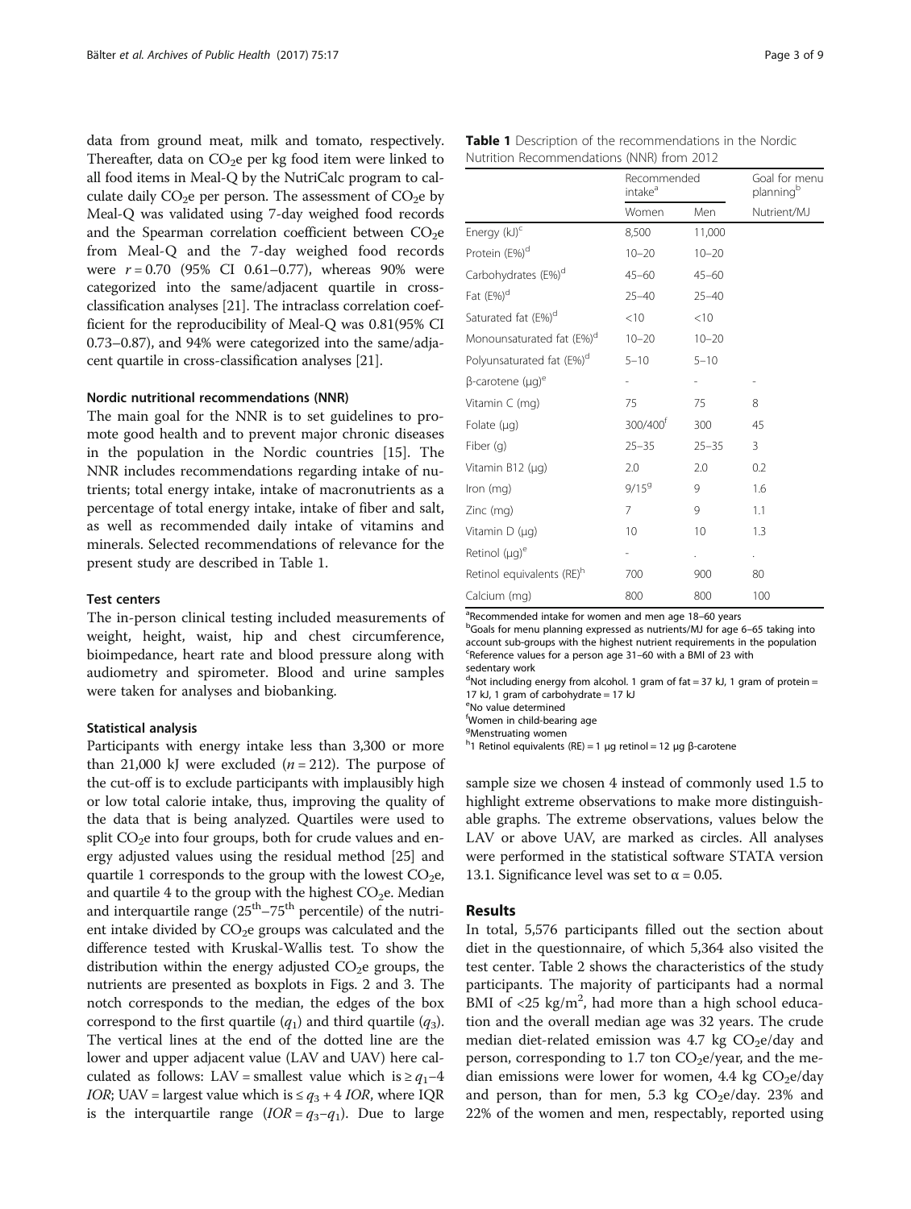data from ground meat, milk and tomato, respectively. Thereafter, data on $CO_2e$ per kg food item were linked to all food items in Meal-Q by the NutriCalc program to calculate daily $CO_2e$ per person. The assessment of $CO_2e$ by Meal-Q was validated using 7-day weighed food records and the Spearman correlation coefficient between $CO_2e$ from Meal-Q and the 7-day weighed food records were $r = 0.70$ (95% CI 0.61–0.77), whereas 90% were categorized into the same/adjacent quartile in cross-classification analyses [21]. The intraclass correlation coefficient for the reproducibility of Meal-Q was 0.81(95% CI 0.73–0.87), and 94% were categorized into the same/adjacent quartile in cross-classification analyses [21].

### Nordic nutritional recommendations (NNR)

The main goal for the NNR is to set guidelines to promote good health and to prevent major chronic diseases in the population in the Nordic countries [15]. The NNR includes recommendations regarding intake of nutrients; total energy intake, intake of macronutrients as a percentage of total energy intake, intake of fiber and salt, as well as recommended daily intake of vitamins and minerals. Selected recommendations of relevance for the present study are described in Table 1.

**Table 1** Description of the recommendations in the Nordic Nutrition Recommendations (NNR) from 2012

| | Recommended intake[a] | | Goal for menu planning[b] |
|---|---|---|---|
| | Women | Men | Nutrient/MJ |
| Energy (kJ)[c] | 8,500 | 11,000 | |
| Protein (E%)[d] | 10–20 | 10–20 | |
| Carbohydrates (E%)[d] | 45–60 | 45–60 | |
| Fat (E%)[d] | 25–40 | 25–40 | |
| Saturated fat (E%)[d] | <10 | <10 | |
| Monounsaturated fat (E%)[d] | 10–20 | 10–20 | |
| Polyunsaturated fat (E%)[d] | 5–10 | 5–10 | |
| β-carotene (μg)[e] | - | - | - |
| Vitamin C (mg) | 75 | 75 | 8 |
| Folate (μg) | 300/400[f] | 300 | 45 |
| Fiber (g) | 25–35 | 25–35 | 3 |
| Vitamin B12 (μg) | 2.0 | 2.0 | 0.2 |
| Iron (mg) | 9/15[g] | 9 | 1.6 |
| Zinc (mg) | 7 | 9 | 1.1 |
| Vitamin D (μg) | 10 | 10 | 1.3 |
| Retinol (μg)[e] | - | . | . |
| Retinol equivalents (RE)[h] | 700 | 900 | 80 |
| Calcium (mg) | 800 | 800 | 100 |

[a]Recommended intake for women and men age 18–60 years
[b]Goals for menu planning expressed as nutrients/MJ for age 6–65 taking into account sub-groups with the highest nutrient requirements in the population
[c]Reference values for a person age 31–60 with a BMI of 23 with sedentary work
[d]Not including energy from alcohol. 1 gram of fat = 37 kJ, 1 gram of protein = 17 kJ, 1 gram of carbohydrate = 17 kJ
[e]No value determined
[f]Women in child-bearing age
[g]Menstruating women
[h]1 Retinol equivalents (RE) = 1 μg retinol = 12 μg β-carotene

### Test centers

The in-person clinical testing included measurements of weight, height, waist, hip and chest circumference, bioimpedance, heart rate and blood pressure along with audiometry and spirometer. Blood and urine samples were taken for analyses and biobanking.

### Statistical analysis

Participants with energy intake less than 3,300 or more than 21,000 kJ were excluded ($n = 212$). The purpose of the cut-off is to exclude participants with implausibly high or low total calorie intake, thus, improving the quality of the data that is being analyzed. Quartiles were used to split $CO_2e$ into four groups, both for crude values and energy adjusted values using the residual method [25] and quartile 1 corresponds to the group with the lowest $CO_2e$, and quartile 4 to the group with the highest $CO_2e$. Median and interquartile range ($25^{th}$–$75^{th}$ percentile) of the nutrient intake divided by $CO_2e$ groups was calculated and the difference tested with Kruskal-Wallis test. To show the distribution within the energy adjusted $CO_2e$ groups, the nutrients are presented as boxplots in Figs. 2 and 3. The notch corresponds to the median, the edges of the box correspond to the first quartile ($q_1$) and third quartile ($q_3$). The vertical lines at the end of the dotted line are the lower and upper adjacent value (LAV and UAV) here calculated as follows: LAV = smallest value which is $\geq q_1 - 4\ IQR$; UAV = largest value which is $\leq q_3 + 4\ IOR$, where IQR is the interquartile range ($IOR = q_3 - q_1$). Due to large sample size we chosen 4 instead of commonly used 1.5 to highlight extreme observations to make more distinguishable graphs. The extreme observations, values below the LAV or above UAV, are marked as circles. All analyses were performed in the statistical software STATA version 13.1. Significance level was set to $\alpha = 0.05$.

## Results

In total, 5,576 participants filled out the section about diet in the questionnaire, of which 5,364 also visited the test center. Table 2 shows the characteristics of the study participants. The majority of participants had a normal BMI of <25 kg/m$^2$, had more than a high school education and the overall median age was 32 years. The crude median diet-related emission was 4.7 kg $CO_2e$/day and person, corresponding to 1.7 ton $CO_2e$/year, and the median emissions were lower for women, 4.4 kg $CO_2e$/day and person, than for men, 5.3 kg $CO_2e$/day. 23% and 22% of the women and men, respectably, reported using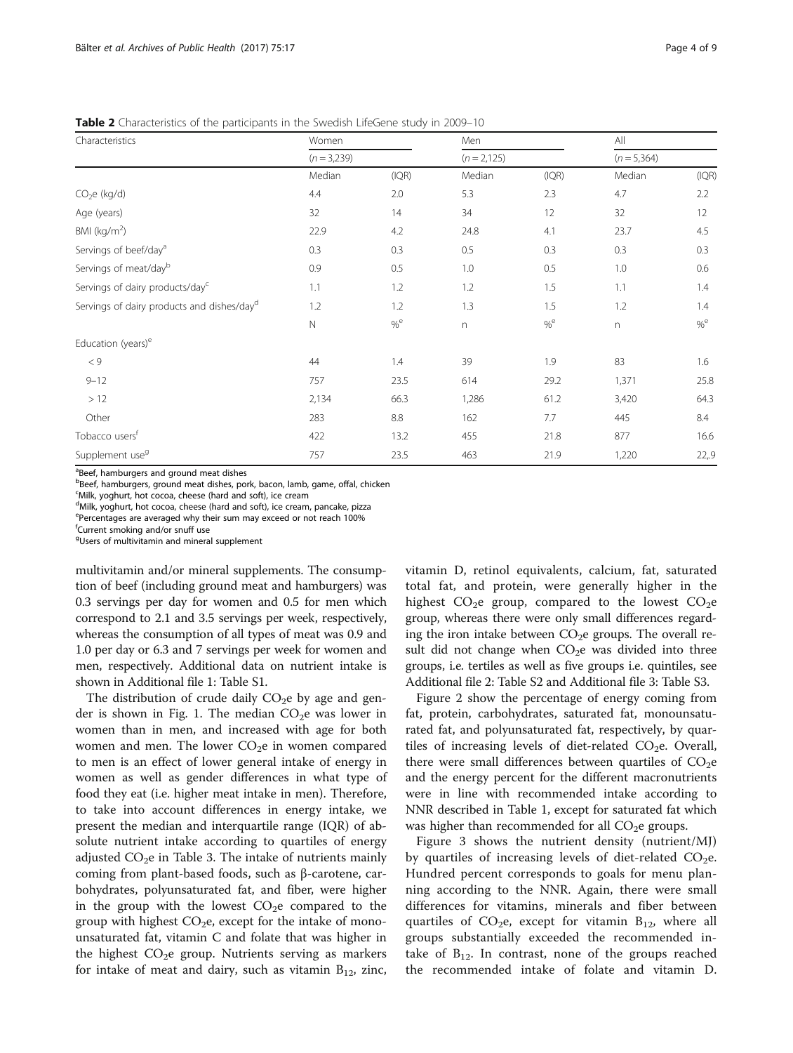**Table 2** Characteristics of the participants in the Swedish LifeGene study in 2009–10

| Characteristics | Women | | Men | | All | |
|---|---|---|---|---|---|---|
| | (n = 3,239) | | (n = 2,125) | | (n = 5,364) | |
| | Median | (IQR) | Median | (IQR) | Median | (IQR) |
| $CO_2$e (kg/d) | 4.4 | 2.0 | 5.3 | 2.3 | 4.7 | 2.2 |
| Age (years) | 32 | 14 | 34 | 12 | 32 | 12 |
| BMI (kg/m$^2$) | 22.9 | 4.2 | 24.8 | 4.1 | 23.7 | 4.5 |
| Servings of beef/day[a] | 0.3 | 0.3 | 0.5 | 0.3 | 0.3 | 0.3 |
| Servings of meat/day[b] | 0.9 | 0.5 | 1.0 | 0.5 | 1.0 | 0.6 |
| Servings of dairy products/day[c] | 1.1 | 1.2 | 1.2 | 1.5 | 1.1 | 1.4 |
| Servings of dairy products and dishes/day[d] | 1.2 | 1.2 | 1.3 | 1.5 | 1.2 | 1.4 |
| | N | %[e] | n | %[e] | n | %[e] |
| Education (years)[e] | | | | | | |
| < 9 | 44 | 1.4 | 39 | 1.9 | 83 | 1.6 |
| 9–12 | 757 | 23.5 | 614 | 29.2 | 1,371 | 25.8 |
| > 12 | 2,134 | 66.3 | 1,286 | 61.2 | 3,420 | 64.3 |
| Other | 283 | 8.8 | 162 | 7.7 | 445 | 8.4 |
| Tobacco users[f] | 422 | 13.2 | 455 | 21.8 | 877 | 16.6 |
| Supplement use[g] | 757 | 23.5 | 463 | 21.9 | 1,220 | 22,.9 |

[a]Beef, hamburgers and ground meat dishes
[b]Beef, hamburgers, ground meat dishes, pork, bacon, lamb, game, offal, chicken
[c]Milk, yoghurt, hot cocoa, cheese (hard and soft), ice cream
[d]Milk, yoghurt, hot cocoa, cheese (hard and soft), ice cream, pancake, pizza
[e]Percentages are averaged why their sum may exceed or not reach 100%
[f]Current smoking and/or snuff use
[g]Users of multivitamin and mineral supplement

multivitamin and/or mineral supplements. The consumption of beef (including ground meat and hamburgers) was 0.3 servings per day for women and 0.5 for men which correspond to 2.1 and 3.5 servings per week, respectively, whereas the consumption of all types of meat was 0.9 and 1.0 per day or 6.3 and 7 servings per week for women and men, respectively. Additional data on nutrient intake is shown in Additional file 1: Table S1.

The distribution of crude daily $CO_2$e by age and gender is shown in Fig. 1. The median $CO_2$e was lower in women than in men, and increased with age for both women and men. The lower $CO_2$e in women compared to men is an effect of lower general intake of energy in women as well as gender differences in what type of food they eat (i.e. higher meat intake in men). Therefore, to take into account differences in energy intake, we present the median and interquartile range (IQR) of absolute nutrient intake according to quartiles of energy adjusted $CO_2$e in Table 3. The intake of nutrients mainly coming from plant-based foods, such as β-carotene, carbohydrates, polyunsaturated fat, and fiber, were higher in the group with the lowest $CO_2$e compared to the group with highest $CO_2$e, except for the intake of monounsaturated fat, vitamin C and folate that was higher in the highest $CO_2$e group. Nutrients serving as markers for intake of meat and dairy, such as vitamin $B_{12}$, zinc, vitamin D, retinol equivalents, calcium, fat, saturated total fat, and protein, were generally higher in the highest $CO_2$e group, compared to the lowest $CO_2$e group, whereas there were only small differences regarding the iron intake between $CO_2$e groups. The overall result did not change when $CO_2$e was divided into three groups, i.e. tertiles as well as five groups i.e. quintiles, see Additional file 2: Table S2 and Additional file 3: Table S3.

Figure 2 show the percentage of energy coming from fat, protein, carbohydrates, saturated fat, monounsaturated fat, and polyunsaturated fat, respectively, by quartiles of increasing levels of diet-related $CO_2$e. Overall, there were small differences between quartiles of $CO_2$e and the energy percent for the different macronutrients were in line with recommended intake according to NNR described in Table 1, except for saturated fat which was higher than recommended for all $CO_2$e groups.

Figure 3 shows the nutrient density (nutrient/MJ) by quartiles of increasing levels of diet-related $CO_2$e. Hundred percent corresponds to goals for menu planning according to the NNR. Again, there were small differences for vitamins, minerals and fiber between quartiles of $CO_2$e, except for vitamin $B_{12}$, where all groups substantially exceeded the recommended intake of $B_{12}$. In contrast, none of the groups reached the recommended intake of folate and vitamin D.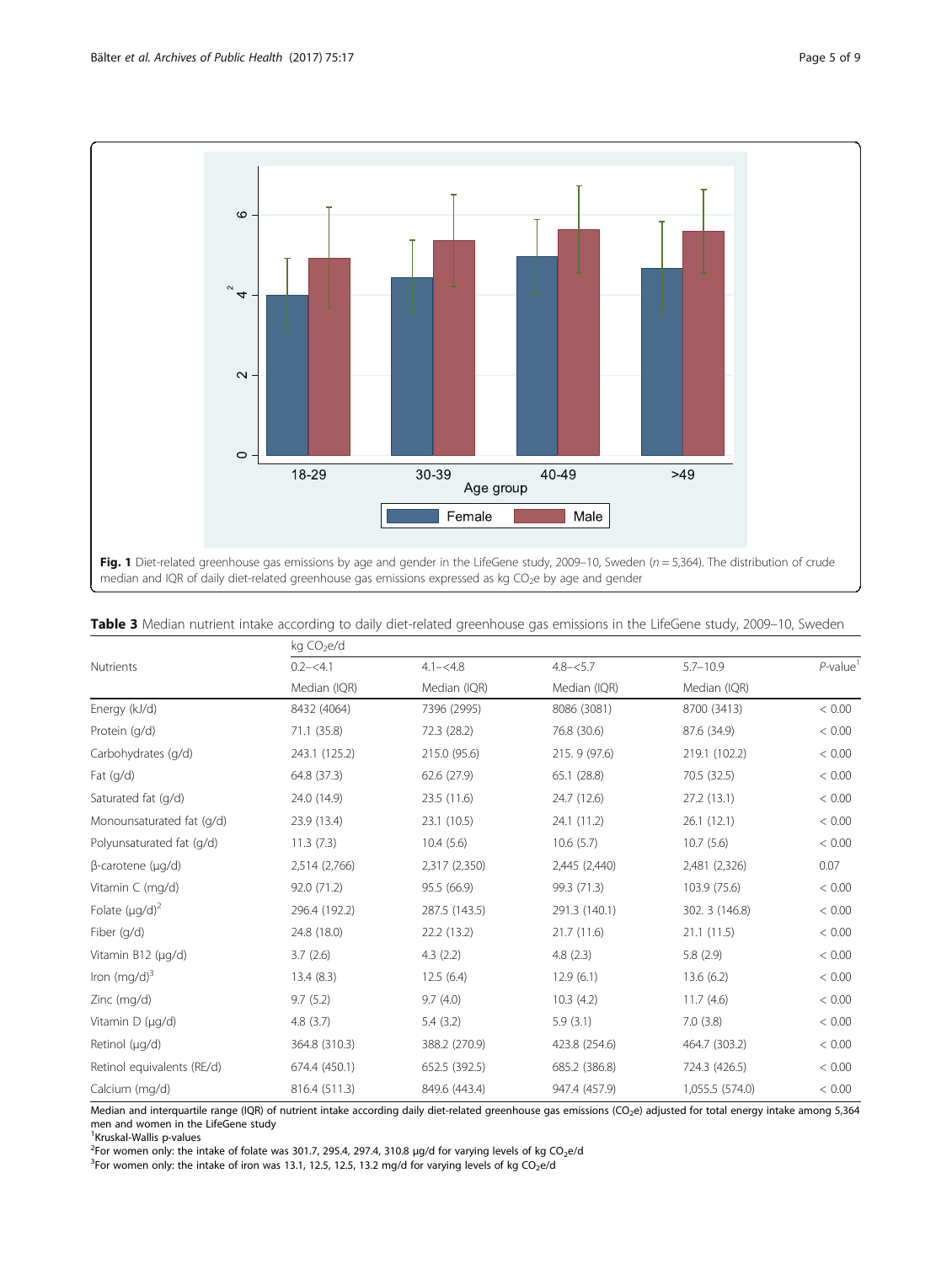**Fig. 1** Diet-related greenhouse gas emissions by age and gender in the LifeGene study, 2009–10, Sweden ($n$ = 5,364). The distribution of crude median and IQR of daily diet-related greenhouse gas emissions expressed as kg $CO_2$e by age and gender

**Table 3** Median nutrient intake according to daily diet-related greenhouse gas emissions in the LifeGene study, 2009–10, Sweden

| Nutrients | kg $CO_2$e/d | | | | |
|---|---|---|---|---|---|
| | 0.2–<4.1 | 4.1–<4.8 | 4.8–<5.7 | 5.7–10.9 | *P*-value[1] |
| | Median (IQR) | Median (IQR) | Median (IQR) | Median (IQR) | |
| Energy (kJ/d) | 8432 (4064) | 7396 (2995) | 8086 (3081) | 8700 (3413) | < 0.00 |
| Protein (g/d) | 71.1 (35.8) | 72.3 (28.2) | 76.8 (30.6) | 87.6 (34.9) | < 0.00 |
| Carbohydrates (g/d) | 243.1 (125.2) | 215.0 (95.6) | 215. 9 (97.6) | 219.1 (102.2) | < 0.00 |
| Fat (g/d) | 64.8 (37.3) | 62.6 (27.9) | 65.1 (28.8) | 70.5 (32.5) | < 0.00 |
| Saturated fat (g/d) | 24.0 (14.9) | 23.5 (11.6) | 24.7 (12.6) | 27.2 (13.1) | < 0.00 |
| Monounsaturated fat (g/d) | 23.9 (13.4) | 23.1 (10.5) | 24.1 (11.2) | 26.1 (12.1) | < 0.00 |
| Polyunsaturated fat (g/d) | 11.3 (7.3) | 10.4 (5.6) | 10.6 (5.7) | 10.7 (5.6) | < 0.00 |
| β-carotene (μg/d) | 2,514 (2,766) | 2,317 (2,350) | 2,445 (2,440) | 2,481 (2,326) | 0.07 |
| Vitamin C (mg/d) | 92.0 (71.2) | 95.5 (66.9) | 99.3 (71.3) | 103.9 (75.6) | < 0.00 |
| Folate (μg/d)[2] | 296.4 (192.2) | 287.5 (143.5) | 291.3 (140.1) | 302. 3 (146.8) | < 0.00 |
| Fiber (g/d) | 24.8 (18.0) | 22.2 (13.2) | 21.7 (11.6) | 21.1 (11.5) | < 0.00 |
| Vitamin B12 (μg/d) | 3.7 (2.6) | 4.3 (2.2) | 4.8 (2.3) | 5.8 (2.9) | < 0.00 |
| Iron (mg/d)[3] | 13.4 (8.3) | 12.5 (6.4) | 12.9 (6.1) | 13.6 (6.2) | < 0.00 |
| Zinc (mg/d) | 9.7 (5.2) | 9.7 (4.0) | 10.3 (4.2) | 11.7 (4.6) | < 0.00 |
| Vitamin D (μg/d) | 4.8 (3.7) | 5.4 (3.2) | 5.9 (3.1) | 7.0 (3.8) | < 0.00 |
| Retinol (μg/d) | 364.8 (310.3) | 388.2 (270.9) | 423.8 (254.6) | 464.7 (303.2) | < 0.00 |
| Retinol equivalents (RE/d) | 674.4 (450.1) | 652.5 (392.5) | 685.2 (386.8) | 724.3 (426.5) | < 0.00 |
| Calcium (mg/d) | 816.4 (511.3) | 849.6 (443.4) | 947.4 (457.9) | 1,055.5 (574.0) | < 0.00 |

Median and interquartile range (IQR) of nutrient intake according daily diet-related greenhouse gas emissions ($CO_2$e) adjusted for total energy intake among 5,364 men and women in the LifeGene study

[1]Kruskal-Wallis p-values

[2]For women only: the intake of folate was 301.7, 295.4, 297.4, 310.8 μg/d for varying levels of kg $CO_2$e/d

[3]For women only: the intake of iron was 13.1, 12.5, 12.5, 13.2 mg/d for varying levels of kg $CO_2$e/d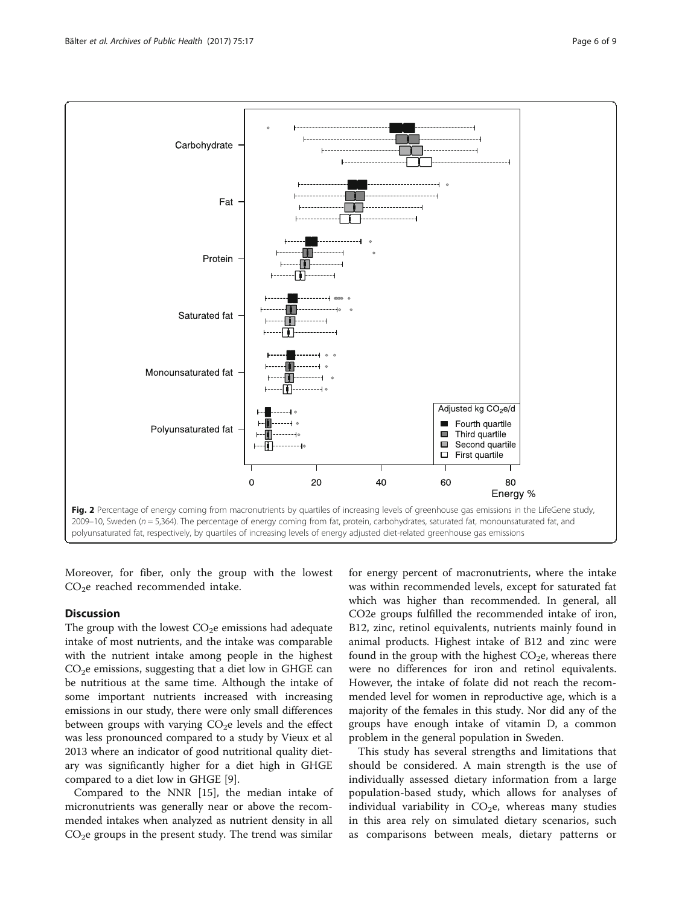Fig. 2 Percentage of energy coming from macronutrients by quartiles of increasing levels of greenhouse gas emissions in the LifeGene study, 2009–10, Sweden ($n = 5{,}364$). The percentage of energy coming from fat, protein, carbohydrates, saturated fat, monounsaturated fat, and polyunsaturated fat, respectively, by quartiles of increasing levels of energy adjusted diet-related greenhouse gas emissions

Moreover, for fiber, only the group with the lowest $CO_2$e reached recommended intake.

## Discussion

The group with the lowest $CO_2$e emissions had adequate intake of most nutrients, and the intake was comparable with the nutrient intake among people in the highest $CO_2$e emissions, suggesting that a diet low in GHGE can be nutritious at the same time. Although the intake of some important nutrients increased with increasing emissions in our study, there were only small differences between groups with varying $CO_2$e levels and the effect was less pronounced compared to a study by Vieux et al 2013 where an indicator of good nutritional quality dietary was significantly higher for a diet high in GHGE compared to a diet low in GHGE [9].

Compared to the NNR [15], the median intake of micronutrients was generally near or above the recommended intakes when analyzed as nutrient density in all $CO_2$e groups in the present study. The trend was similar for energy percent of macronutrients, where the intake was within recommended levels, except for saturated fat which was higher than recommended. In general, all CO2e groups fulfilled the recommended intake of iron, B12, zinc, retinol equivalents, nutrients mainly found in animal products. Highest intake of B12 and zinc were found in the group with the highest $CO_2$e, whereas there were no differences for iron and retinol equivalents. However, the intake of folate did not reach the recommended level for women in reproductive age, which is a majority of the females in this study. Nor did any of the groups have enough intake of vitamin D, a common problem in the general population in Sweden.

This study has several strengths and limitations that should be considered. A main strength is the use of individually assessed dietary information from a large population-based study, which allows for analyses of individual variability in $CO_2$e, whereas many studies in this area rely on simulated dietary scenarios, such as comparisons between meals, dietary patterns or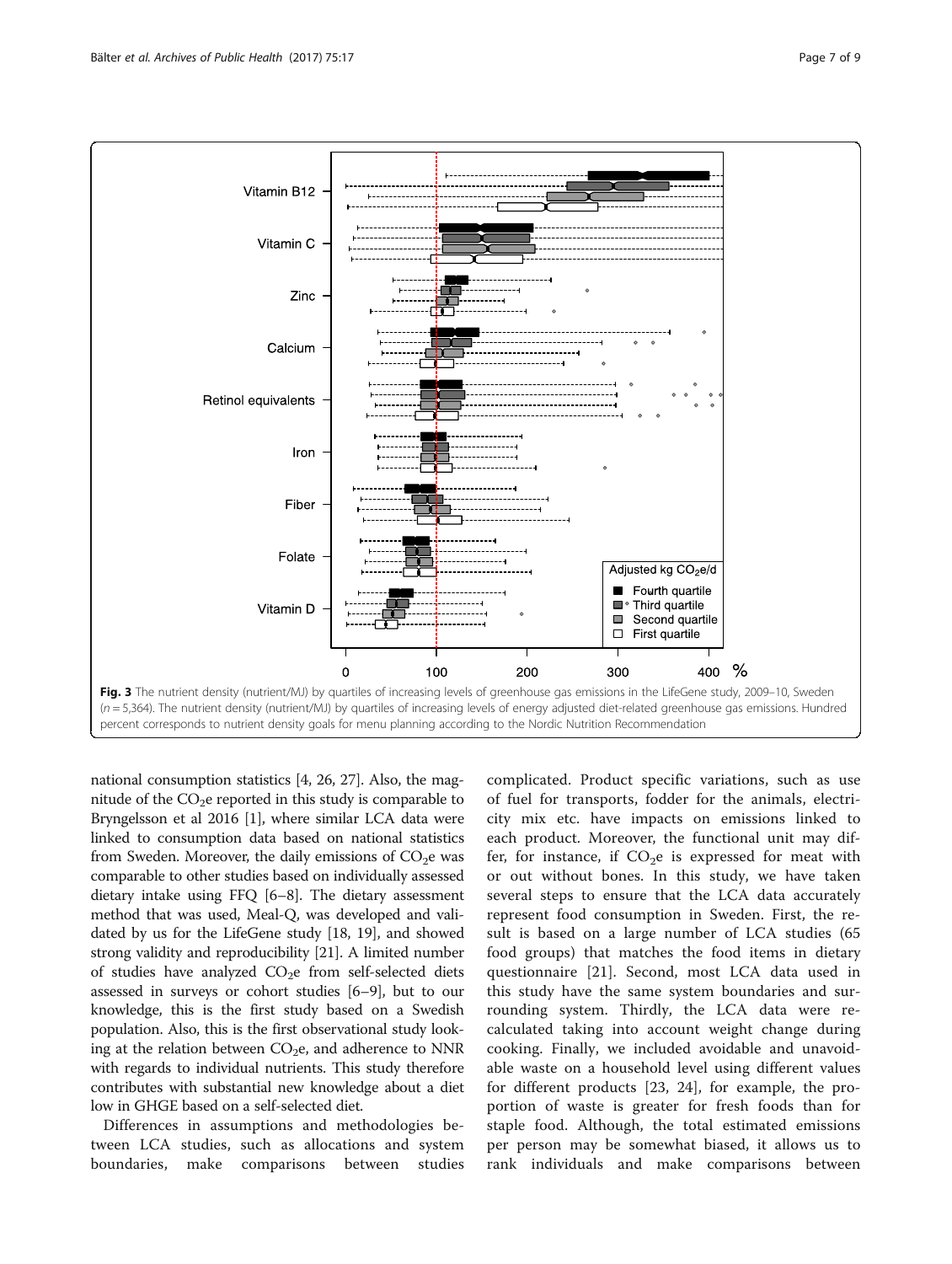Fig. 3 The nutrient density (nutrient/MJ) by quartiles of increasing levels of greenhouse gas emissions in the LifeGene study, 2009–10, Sweden ($n$ = 5,364). The nutrient density (nutrient/MJ) by quartiles of increasing levels of energy adjusted diet-related greenhouse gas emissions. Hundred percent corresponds to nutrient density goals for menu planning according to the Nordic Nutrition Recommendation

national consumption statistics [4, 26, 27]. Also, the magnitude of the $CO_2e$ reported in this study is comparable to Bryngelsson et al 2016 [1], where similar LCA data were linked to consumption data based on national statistics from Sweden. Moreover, the daily emissions of $CO_2e$ was comparable to other studies based on individually assessed dietary intake using FFQ [6–8]. The dietary assessment method that was used, Meal-Q, was developed and validated by us for the LifeGene study [18, 19], and showed strong validity and reproducibility [21]. A limited number of studies have analyzed $CO_2e$ from self-selected diets assessed in surveys or cohort studies [6–9], but to our knowledge, this is the first study based on a Swedish population. Also, this is the first observational study looking at the relation between $CO_2e$, and adherence to NNR with regards to individual nutrients. This study therefore contributes with substantial new knowledge about a diet low in GHGE based on a self-selected diet.

Differences in assumptions and methodologies between LCA studies, such as allocations and system boundaries, make comparisons between studies complicated. Product specific variations, such as use of fuel for transports, fodder for the animals, electricity mix etc. have impacts on emissions linked to each product. Moreover, the functional unit may differ, for instance, if $CO_2e$ is expressed for meat with or out without bones. In this study, we have taken several steps to ensure that the LCA data accurately represent food consumption in Sweden. First, the result is based on a large number of LCA studies (65 food groups) that matches the food items in dietary questionnaire [21]. Second, most LCA data used in this study have the same system boundaries and surrounding system. Thirdly, the LCA data were recalculated taking into account weight change during cooking. Finally, we included avoidable and unavoidable waste on a household level using different values for different products [23, 24], for example, the proportion of waste is greater for fresh foods than for staple food. Although, the total estimated emissions per person may be somewhat biased, it allows us to rank individuals and make comparisons between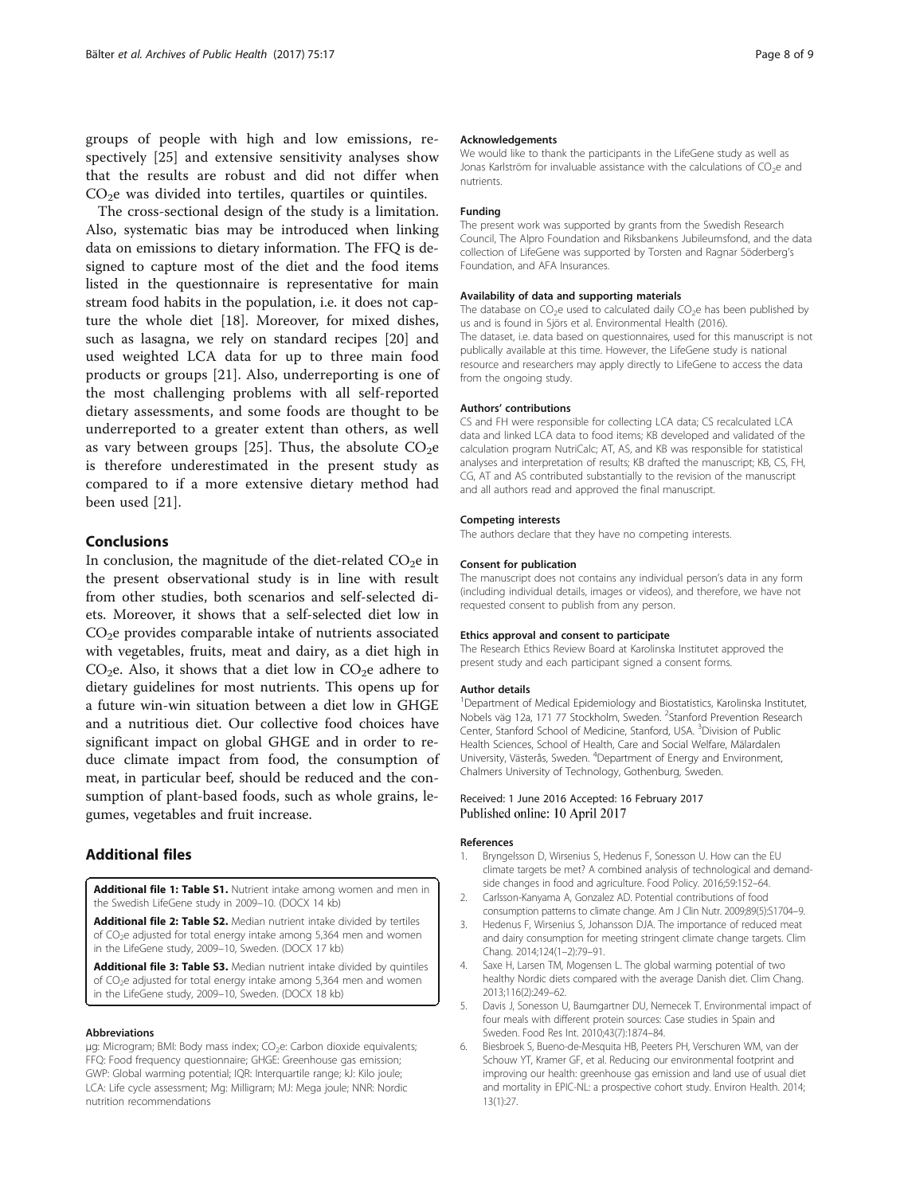groups of people with high and low emissions, respectively [25] and extensive sensitivity analyses show that the results are robust and did not differ when $CO_2$e was divided into tertiles, quartiles or quintiles.

The cross-sectional design of the study is a limitation. Also, systematic bias may be introduced when linking data on emissions to dietary information. The FFQ is designed to capture most of the diet and the food items listed in the questionnaire is representative for main stream food habits in the population, i.e. it does not capture the whole diet [18]. Moreover, for mixed dishes, such as lasagna, we rely on standard recipes [20] and used weighted LCA data for up to three main food products or groups [21]. Also, underreporting is one of the most challenging problems with all self-reported dietary assessments, and some foods are thought to be underreported to a greater extent than others, as well as vary between groups [25]. Thus, the absolute $CO_2$e is therefore underestimated in the present study as compared to if a more extensive dietary method had been used [21].

## Conclusions

In conclusion, the magnitude of the diet-related $CO_2$e in the present observational study is in line with result from other studies, both scenarios and self-selected diets. Moreover, it shows that a self-selected diet low in $CO_2$e provides comparable intake of nutrients associated with vegetables, fruits, meat and dairy, as a diet high in $CO_2$e. Also, it shows that a diet low in $CO_2$e adhere to dietary guidelines for most nutrients. This opens up for a future win-win situation between a diet low in GHGE and a nutritious diet. Our collective food choices have significant impact on global GHGE and in order to reduce climate impact from food, the consumption of meat, in particular beef, should be reduced and the consumption of plant-based foods, such as whole grains, legumes, vegetables and fruit increase.

## Additional files

**Additional file 1: Table S1.** Nutrient intake among women and men in the Swedish LifeGene study in 2009–10. (DOCX 14 kb)

**Additional file 2: Table S2.** Median nutrient intake divided by tertiles of $CO_2$e adjusted for total energy intake among 5,364 men and women in the LifeGene study, 2009–10, Sweden. (DOCX 17 kb)

**Additional file 3: Table S3.** Median nutrient intake divided by quintiles of $CO_2$e adjusted for total energy intake among 5,364 men and women in the LifeGene study, 2009–10, Sweden. (DOCX 18 kb)

#### Abbreviations

µg: Microgram; BMI: Body mass index; $CO_2$e: Carbon dioxide equivalents; FFQ: Food frequency questionnaire; GHGE: Greenhouse gas emission; GWP: Global warming potential; IQR: Interquartile range; kJ: Kilo joule; LCA: Life cycle assessment; Mg: Milligram; MJ: Mega joule; NNR: Nordic nutrition recommendations

#### Acknowledgements

We would like to thank the participants in the LifeGene study as well as Jonas Karlström for invaluable assistance with the calculations of $CO_2$e and nutrients.

#### Funding

The present work was supported by grants from the Swedish Research Council, The Alpro Foundation and Riksbankens Jubileumsfond, and the data collection of LifeGene was supported by Torsten and Ragnar Söderberg's Foundation, and AFA Insurances.

#### Availability of data and supporting materials

The database on $CO_2$e used to calculated daily $CO_2$e has been published by us and is found in Sjörs et al. Environmental Health (2016).
The dataset, i.e. data based on questionnaires, used for this manuscript is not publically available at this time. However, the LifeGene study is national resource and researchers may apply directly to LifeGene to access the data from the ongoing study.

#### Authors' contributions

CS and FH were responsible for collecting LCA data; CS recalculated LCA data and linked LCA data to food items; KB developed and validated of the calculation program NutriCalc; AT, AS, and KB was responsible for statistical analyses and interpretation of results; KB drafted the manuscript; KB, CS, FH, CG, AT and AS contributed substantially to the revision of the manuscript and all authors read and approved the final manuscript.

#### Competing interests

The authors declare that they have no competing interests.

#### Consent for publication

The manuscript does not contains any individual person's data in any form (including individual details, images or videos), and therefore, we have not requested consent to publish from any person.

#### Ethics approval and consent to participate

The Research Ethics Review Board at Karolinska Institutet approved the present study and each participant signed a consent forms.

#### Author details

[1]Department of Medical Epidemiology and Biostatistics, Karolinska Institutet, Nobels väg 12a, 171 77 Stockholm, Sweden. [2]Stanford Prevention Research Center, Stanford School of Medicine, Stanford, USA. [3]Division of Public Health Sciences, School of Health, Care and Social Welfare, Mälardalen University, Västerås, Sweden. [4]Department of Energy and Environment, Chalmers University of Technology, Gothenburg, Sweden.

Received: 1 June 2016 Accepted: 16 February 2017
Published online: 10 April 2017

#### References

1. Bryngelsson D, Wirsenius S, Hedenus F, Sonesson U. How can the EU climate targets be met? A combined analysis of technological and demand-side changes in food and agriculture. Food Policy. 2016;59:152–64.
2. Carlsson-Kanyama A, Gonzalez AD. Potential contributions of food consumption patterns to climate change. Am J Clin Nutr. 2009;89(5):S1704–9.
3. Hedenus F, Wirsenius S, Johansson DJA. The importance of reduced meat and dairy consumption for meeting stringent climate change targets. Clim Chang. 2014;124(1–2):79–91.
4. Saxe H, Larsen TM, Mogensen L. The global warming potential of two healthy Nordic diets compared with the average Danish diet. Clim Chang. 2013;116(2):249–62.
5. Davis J, Sonesson U, Baumgartner DU, Nemecek T. Environmental impact of four meals with different protein sources: Case studies in Spain and Sweden. Food Res Int. 2010;43(7):1874–84.
6. Biesbroek S, Bueno-de-Mesquita HB, Peeters PH, Verschuren WM, van der Schouw YT, Kramer GF, et al. Reducing our environmental footprint and improving our health: greenhouse gas emission and land use of usual diet and mortality in EPIC-NL: a prospective cohort study. Environ Health. 2014; 13(1):27.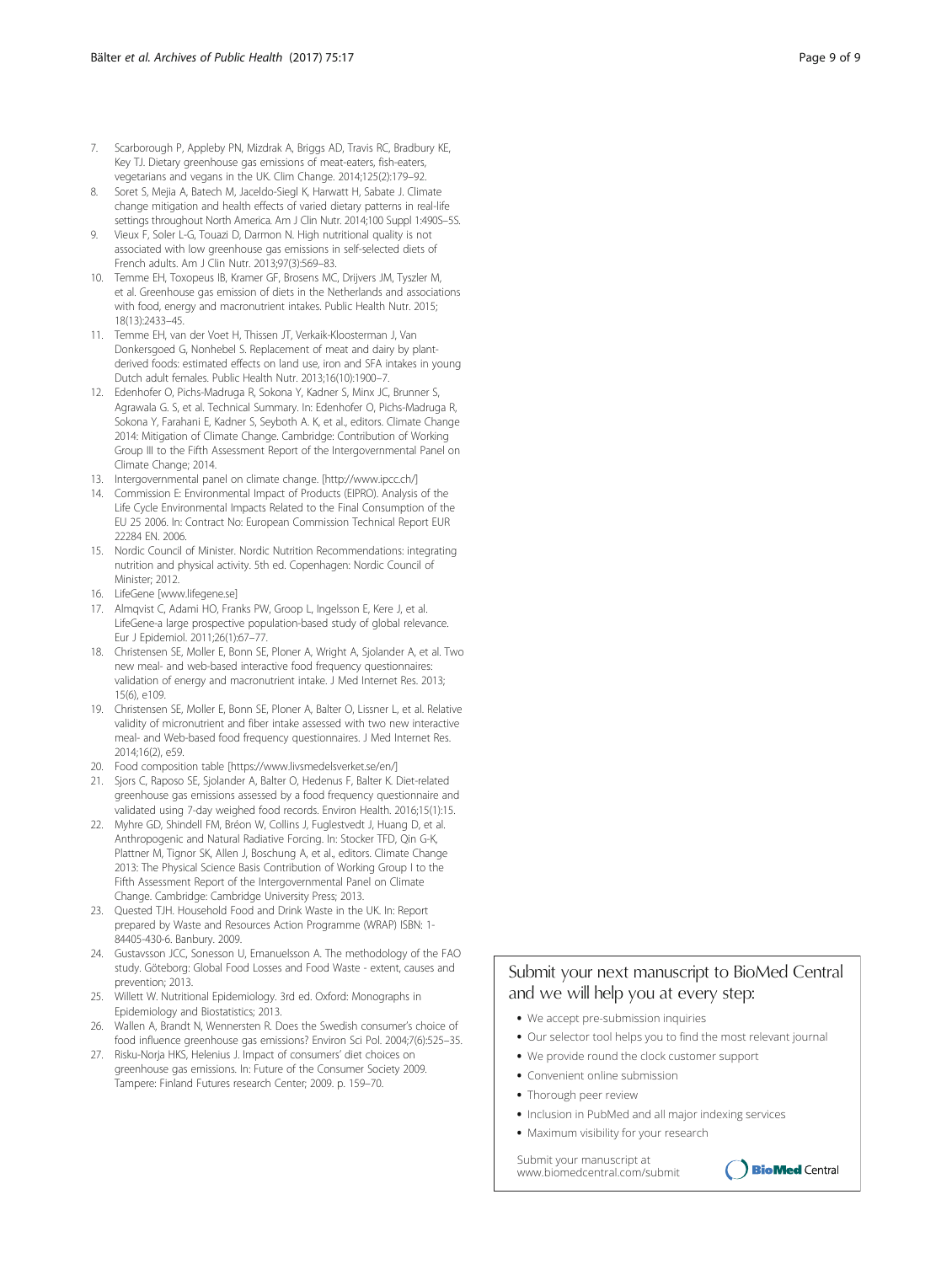7. Scarborough P, Appleby PN, Mizdrak A, Briggs AD, Travis RC, Bradbury KE, Key TJ. Dietary greenhouse gas emissions of meat-eaters, fish-eaters, vegetarians and vegans in the UK. Clim Change. 2014;125(2):179–92.
8. Soret S, Mejia A, Batech M, Jaceldo-Siegl K, Harwatt H, Sabate J. Climate change mitigation and health effects of varied dietary patterns in real-life settings throughout North America. Am J Clin Nutr. 2014;100 Suppl 1:490S–5S.
9. Vieux F, Soler L-G, Touazi D, Darmon N. High nutritional quality is not associated with low greenhouse gas emissions in self-selected diets of French adults. Am J Clin Nutr. 2013;97(3):569–83.
10. Temme EH, Toxopeus IB, Kramer GF, Brosens MC, Drijvers JM, Tyszler M, et al. Greenhouse gas emission of diets in the Netherlands and associations with food, energy and macronutrient intakes. Public Health Nutr. 2015; 18(13):2433–45.
11. Temme EH, van der Voet H, Thissen JT, Verkaik-Kloosterman J, Van Donkersgoed G, Nonhebel S. Replacement of meat and dairy by plant-derived foods: estimated effects on land use, iron and SFA intakes in young Dutch adult females. Public Health Nutr. 2013;16(10):1900–7.
12. Edenhofer O, Pichs-Madruga R, Sokona Y, Kadner S, Minx JC, Brunner S, Agrawala G. S, et al. Technical Summary. In: Edenhofer O, Pichs-Madruga R, Sokona Y, Farahani E, Kadner S, Seyboth A. K, et al., editors. Climate Change 2014: Mitigation of Climate Change. Cambridge: Contribution of Working Group III to the Fifth Assessment Report of the Intergovernmental Panel on Climate Change; 2014.
13. Intergovernmental panel on climate change. [http://www.ipcc.ch/]
14. Commission E: Environmental Impact of Products (EIPRO). Analysis of the Life Cycle Environmental Impacts Related to the Final Consumption of the EU 25 2006. In: Contract No: European Commission Technical Report EUR 22284 EN. 2006.
15. Nordic Council of Minister. Nordic Nutrition Recommendations: integrating nutrition and physical activity. 5th ed. Copenhagen: Nordic Council of Minister; 2012.
16. LifeGene [www.lifegene.se]
17. Almqvist C, Adami HO, Franks PW, Groop L, Ingelsson E, Kere J, et al. LifeGene-a large prospective population-based study of global relevance. Eur J Epidemiol. 2011;26(1):67–77.
18. Christensen SE, Moller E, Bonn SE, Ploner A, Wright A, Sjolander A, et al. Two new meal- and web-based interactive food frequency questionnaires: validation of energy and macronutrient intake. J Med Internet Res. 2013; 15(6), e109.
19. Christensen SE, Moller E, Bonn SE, Ploner A, Balter O, Lissner L, et al. Relative validity of micronutrient and fiber intake assessed with two new interactive meal- and Web-based food frequency questionnaires. J Med Internet Res. 2014;16(2), e59.
20. Food composition table [https://www.livsmedelsverket.se/en/]
21. Sjors C, Raposo SE, Sjolander A, Balter O, Hedenus F, Balter K. Diet-related greenhouse gas emissions assessed by a food frequency questionnaire and validated using 7-day weighed food records. Environ Health. 2016;15(1):15.
22. Myhre GD, Shindell FM, Bréon W, Collins J, Fuglestvedt J, Huang D, et al. Anthropogenic and Natural Radiative Forcing. In: Stocker TFD, Qin G-K, Plattner M, Tignor SK, Allen J, Boschung A, et al., editors. Climate Change 2013: The Physical Science Basis Contribution of Working Group I to the Fifth Assessment Report of the Intergovernmental Panel on Climate Change. Cambridge: Cambridge University Press; 2013.
23. Quested TJH. Household Food and Drink Waste in the UK. In: Report prepared by Waste and Resources Action Programme (WRAP) ISBN: 1-84405-430-6. Banbury. 2009.
24. Gustavsson JCC, Sonesson U, Emanuelsson A. The methodology of the FAO study. Göteborg: Global Food Losses and Food Waste - extent, causes and prevention; 2013.
25. Willett W. Nutritional Epidemiology. 3rd ed. Oxford: Monographs in Epidemiology and Biostatistics; 2013.
26. Wallen A, Brandt N, Wennersten R. Does the Swedish consumer's choice of food influence greenhouse gas emissions? Environ Sci Pol. 2004;7(6):525–35.
27. Risku-Norja HKS, Helenius J. Impact of consumers' diet choices on greenhouse gas emissions. In: Future of the Consumer Society 2009. Tampere: Finland Futures research Center; 2009. p. 159–70.

Submit your next manuscript to BioMed Central and we will help you at every step:

- We accept pre-submission inquiries
- Our selector tool helps you to find the most relevant journal
- We provide round the clock customer support
- Convenient online submission
- Thorough peer review
- Inclusion in PubMed and all major indexing services
- Maximum visibility for your research

Submit your manuscript at www.biomedcentral.com/submit

BioMed Central